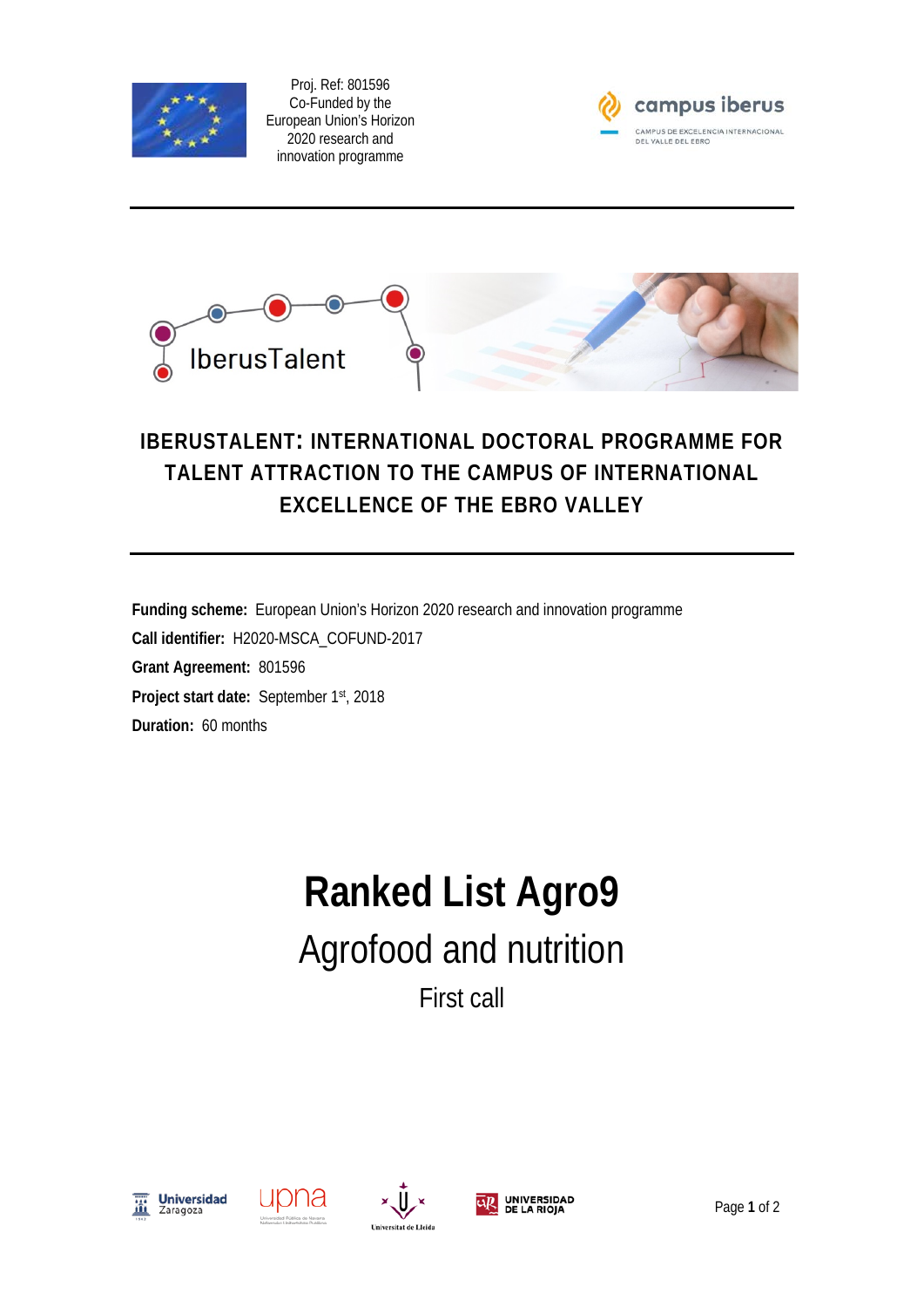Proj. Ref: 801596
Co-Funded by the
European Union's Horizon
2020 research and
innovation programme

campus iberus
CAMPUS DE EXCELENCIA INTERNACIONAL DEL VALLE DEL EBRO

IberusTalent

# IBERUSTALENT: INTERNATIONAL DOCTORAL PROGRAMME FOR TALENT ATTRACTION TO THE CAMPUS OF INTERNATIONAL EXCELLENCE OF THE EBRO VALLEY

**Funding scheme:** European Union's Horizon 2020 research and innovation programme

**Call identifier:** H2020-MSCA_COFUND-2017

**Grant Agreement:** 801596

**Project start date:** September 1st, 2018

**Duration:** 60 months

# Ranked List Agro9

## Agrofood and nutrition

### First call

Universidad Zaragoza | upna | Universitat de Lleida | Universidad de La Rioja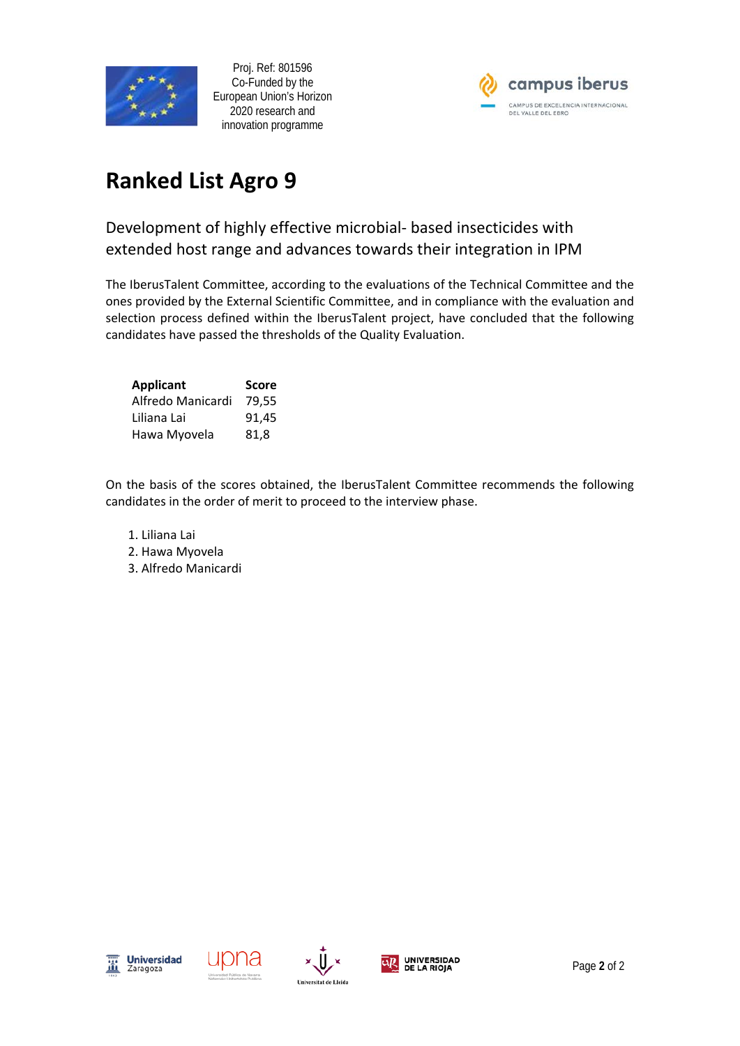Proj. Ref: 801596
Co-Funded by the European Union's Horizon 2020 research and innovation programme

# Ranked List Agro 9

## Development of highly effective microbial- based insecticides with extended host range and advances towards their integration in IPM

The IberusTalent Committee, according to the evaluations of the Technical Committee and the ones provided by the External Scientific Committee, and in compliance with the evaluation and selection process defined within the IberusTalent project, have concluded that the following candidates have passed the thresholds of the Quality Evaluation.

| Applicant | Score |
|---|---|
| Alfredo Manicardi | 79,55 |
| Liliana Lai | 91,45 |
| Hawa Myovela | 81,8 |

On the basis of the scores obtained, the IberusTalent Committee recommends the following candidates in the order of merit to proceed to the interview phase.

1. Liliana Lai
2. Hawa Myovela
3. Alfredo Manicardi